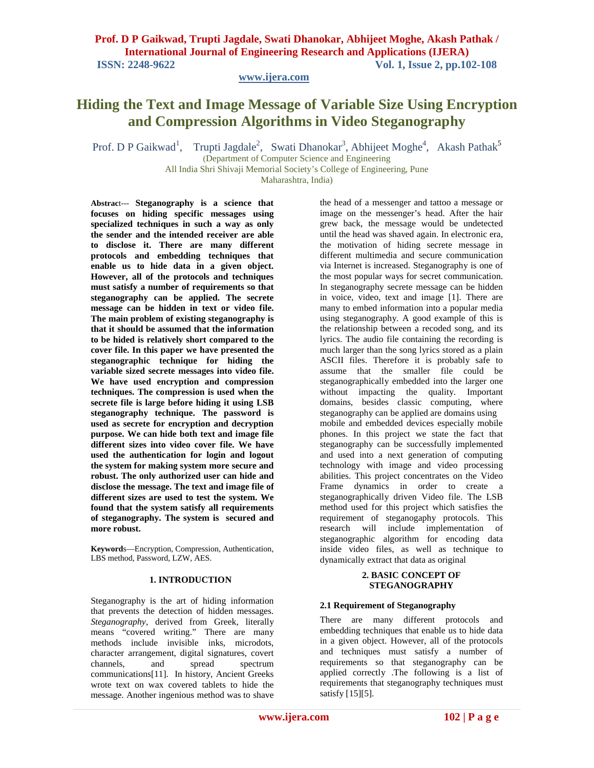# Hiding the Text and Image Message of Variable Size Using Encryption and Compression Algorithms in Video Steganography

Prof. D P Gaikwad[1], Trupti Jagdale[2], Swati Dhanokar[3], Abhijeet Moghe[4], Akash Pathak[5]

(Department of Computer Science and Engineering
All India Shri Shivaji Memorial Society's College of Engineering, Pune
Maharashtra, India)

**Abstract---** **Steganography is a science that focuses on hiding specific messages using specialized techniques in such a way as only the sender and the intended receiver are able to disclose it. There are many different protocols and embedding techniques that enable us to hide data in a given object. However, all of the protocols and techniques must satisfy a number of requirements so that steganography can be applied. The secrete message can be hidden in text or video file. The main problem of existing steganography is that it should be assumed that the information to be hided is relatively short compared to the cover file. In this paper we have presented the steganographic technique for hiding the variable sized secrete messages into video file. We have used encryption and compression techniques. The compression is used when the secrete file is large before hiding it using LSB steganography technique. The password is used as secrete for encryption and decryption purpose. We can hide both text and image file different sizes into video cover file. We have used the authentication for login and logout the system for making system more secure and robust. The only authorized user can hide and disclose the message. The text and image file of different sizes are used to test the system. We found that the system satisfy all requirements of steganography. The system is secured and more robust.**

**Keywords**—Encryption, Compression, Authentication, LBS method, Password, LZW, AES.

## 1. INTRODUCTION

Steganography is the art of hiding information that prevents the detection of hidden messages. *Steganography*, derived from Greek, literally means "covered writing." There are many methods include invisible inks, microdots, character arrangement, digital signatures, covert channels, and spread spectrum communications[11]. In history, Ancient Greeks wrote text on wax covered tablets to hide the message. Another ingenious method was to shave the head of a messenger and tattoo a message or image on the messenger's head. After the hair grew back, the message would be undetected until the head was shaved again. In electronic era, the motivation of hiding secrete message in different multimedia and secure communication via Internet is increased. Steganography is one of the most popular ways for secret communication. In steganography secrete message can be hidden in voice, video, text and image [1]. There are many to embed information into a popular media using steganography. A good example of this is the relationship between a recoded song, and its lyrics. The audio file containing the recording is much larger than the song lyrics stored as a plain ASCII files. Therefore it is probably safe to assume that the smaller file could be steganographically embedded into the larger one without impacting the quality. Important domains, besides classic computing, where steganography can be applied are domains using mobile and embedded devices especially mobile phones. In this project we state the fact that steganography can be successfully implemented and used into a next generation of computing technology with image and video processing abilities. This project concentrates on the Video Frame dynamics in order to create a steganographically driven Video file. The LSB method used for this project which satisfies the requirement of steganogaphy protocols. This research will include implementation of steganographic algorithm for encoding data inside video files, as well as technique to dynamically extract that data as original

## 2. BASIC CONCEPT OF STEGANOGRAPHY

### 2.1 Requirement of Steganography

There are many different protocols and embedding techniques that enable us to hide data in a given object. However, all of the protocols and techniques must satisfy a number of requirements so that steganography can be applied correctly .The following is a list of requirements that steganography techniques must satisfy [15][5].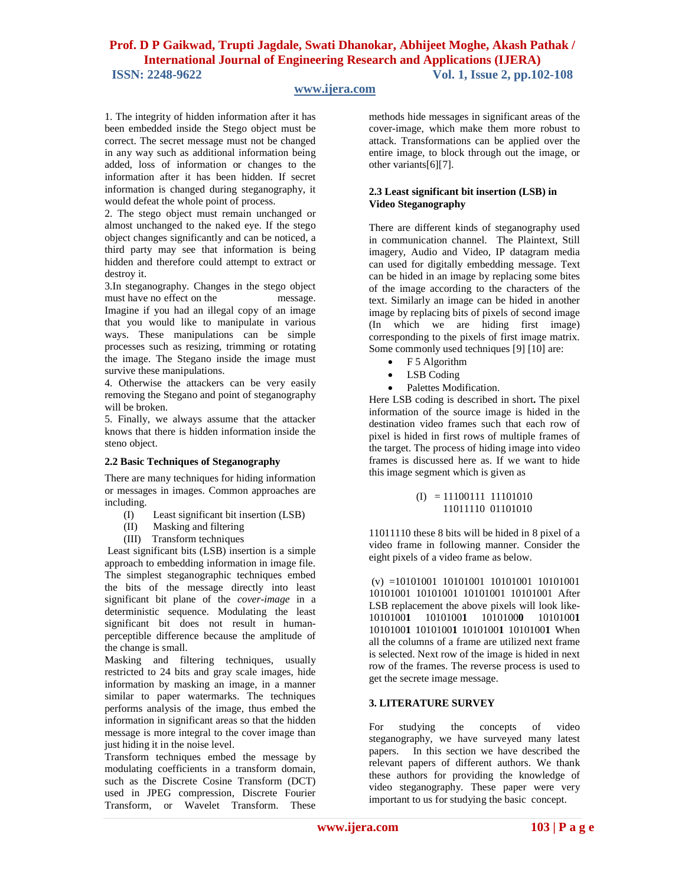1. The integrity of hidden information after it has been embedded inside the Stego object must be correct. The secret message must not be changed in any way such as additional information being added, loss of information or changes to the information after it has been hidden. If secret information is changed during steganography, it would defeat the whole point of process.

2. The stego object must remain unchanged or almost unchanged to the naked eye. If the stego object changes significantly and can be noticed, a third party may see that information is being hidden and therefore could attempt to extract or destroy it.

3.In steganography. Changes in the stego object must have no effect on the message. Imagine if you had an illegal copy of an image that you would like to manipulate in various ways. These manipulations can be simple processes such as resizing, trimming or rotating the image. The Stegano inside the image must survive these manipulations.

4. Otherwise the attackers can be very easily removing the Stegano and point of steganography will be broken.

5. Finally, we always assume that the attacker knows that there is hidden information inside the steno object.

### 2.2 Basic Techniques of Steganography

There are many techniques for hiding information or messages in images. Common approaches are including.

(I) Least significant bit insertion (LSB)
(II) Masking and filtering
(III) Transform techniques

Least significant bits (LSB) insertion is a simple approach to embedding information in image file. The simplest steganographic techniques embed the bits of the message directly into least significant bit plane of the *cover-image* in a deterministic sequence. Modulating the least significant bit does not result in human-perceptible difference because the amplitude of the change is small.

Masking and filtering techniques, usually restricted to 24 bits and gray scale images, hide information by masking an image, in a manner similar to paper watermarks. The techniques performs analysis of the image, thus embed the information in significant areas so that the hidden message is more integral to the cover image than just hiding it in the noise level.

Transform techniques embed the message by modulating coefficients in a transform domain, such as the Discrete Cosine Transform (DCT) used in JPEG compression, Discrete Fourier Transform, or Wavelet Transform. These methods hide messages in significant areas of the cover-image, which make them more robust to attack. Transformations can be applied over the entire image, to block through out the image, or other variants[6][7].

### 2.3 Least significant bit insertion (LSB) in Video Steganography

There are different kinds of steganography used in communication channel. The Plaintext, Still imagery, Audio and Video, IP datagram media can used for digitally embedding message. Text can be hided in an image by replacing some bites of the image according to the characters of the text. Similarly an image can be hided in another image by replacing bits of pixels of second image (In which we are hiding first image) corresponding to the pixels of first image matrix. Some commonly used techniques [9] [10] are:

- F 5 Algorithm
- LSB Coding
- Palettes Modification.

Here LSB coding is described in short**.** The pixel information of the source image is hided in the destination video frames such that each row of pixel is hided in first rows of multiple frames of the target. The process of hiding image into video frames is discussed here as. If we want to hide this image segment which is given as

(I) = 11100111 11101010
11011110 01101010

11011110 these 8 bits will be hided in 8 pixel of a video frame in following manner. Consider the eight pixels of a video frame as below.

(v) =10101001 10101001 10101001 10101001 10101001 10101001 10101001 10101001 After LSB replacement the above pixels will look like-
1010100**1** 1010100**1** 1010100**0** 1010100**1** 1010100**1** 1010100**1** 1010100**1** 1010100**1** When all the columns of a frame are utilized next frame is selected. Next row of the image is hided in next row of the frames. The reverse process is used to get the secrete image message.

## 3. LITERATURE SURVEY

For studying the concepts of video steganography, we have surveyed many latest papers. In this section we have described the relevant papers of different authors. We thank these authors for providing the knowledge of video steganography. These paper were very important to us for studying the basic concept.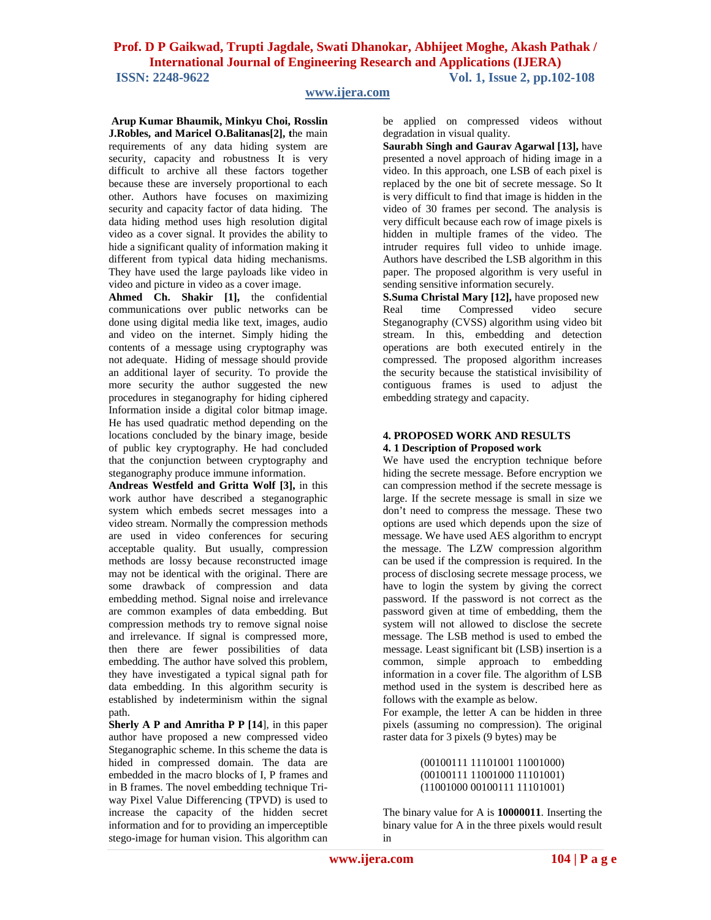**Arup Kumar Bhaumik, Minkyu Choi, Rosslin J.Robles, and Maricel O.Balitanas[2], t**he main requirements of any data hiding system are security, capacity and robustness It is very difficult to archive all these factors together because these are inversely proportional to each other. Authors have focuses on maximizing security and capacity factor of data hiding. The data hiding method uses high resolution digital video as a cover signal. It provides the ability to hide a significant quality of information making it different from typical data hiding mechanisms. They have used the large payloads like video in video and picture in video as a cover image.

**Ahmed Ch. Shakir [1],** the confidential communications over public networks can be done using digital media like text, images, audio and video on the internet. Simply hiding the contents of a message using cryptography was not adequate. Hiding of message should provide an additional layer of security. To provide the more security the author suggested the new procedures in steganography for hiding ciphered Information inside a digital color bitmap image. He has used quadratic method depending on the locations concluded by the binary image, beside of public key cryptography. He had concluded that the conjunction between cryptography and steganography produce immune information.

**Andreas Westfeld and Gritta Wolf [3],** in this work author have described a steganographic system which embeds secret messages into a video stream. Normally the compression methods are used in video conferences for securing acceptable quality. But usually, compression methods are lossy because reconstructed image may not be identical with the original. There are some drawback of compression and data embedding method. Signal noise and irrelevance are common examples of data embedding. But compression methods try to remove signal noise and irrelevance. If signal is compressed more, then there are fewer possibilities of data embedding. The author have solved this problem, they have investigated a typical signal path for data embedding. In this algorithm security is established by indeterminism within the signal path.

**Sherly A P and Amritha P P [14**], in this paper author have proposed a new compressed video Steganographic scheme. In this scheme the data is hided in compressed domain. The data are embedded in the macro blocks of I, P frames and in B frames. The novel embedding technique Tri-way Pixel Value Differencing (TPVD) is used to increase the capacity of the hidden secret information and for to providing an imperceptible stego-image for human vision. This algorithm can be applied on compressed videos without degradation in visual quality.

**Saurabh Singh and Gaurav Agarwal [13],** have presented a novel approach of hiding image in a video. In this approach, one LSB of each pixel is replaced by the one bit of secrete message. So It is very difficult to find that image is hidden in the video of 30 frames per second. The analysis is very difficult because each row of image pixels is hidden in multiple frames of the video. The intruder requires full video to unhide image. Authors have described the LSB algorithm in this paper. The proposed algorithm is very useful in sending sensitive information securely.

**S.Suma Christal Mary [12],** have proposed new Real time Compressed video secure Steganography (CVSS) algorithm using video bit stream. In this, embedding and detection operations are both executed entirely in the compressed. The proposed algorithm increases the security because the statistical invisibility of contiguous frames is used to adjust the embedding strategy and capacity.

## 4. PROPOSED WORK AND RESULTS

### 4. 1 Description of Proposed work

We have used the encryption technique before hiding the secrete message. Before encryption we can compression method if the secrete message is large. If the secrete message is small in size we don't need to compress the message. These two options are used which depends upon the size of message. We have used AES algorithm to encrypt the message. The LZW compression algorithm can be used if the compression is required. In the process of disclosing secrete message process, we have to login the system by giving the correct password. If the password is not correct as the password given at time of embedding, them the system will not allowed to disclose the secrete message. The LSB method is used to embed the message. Least significant bit (LSB) insertion is a common, simple approach to embedding information in a cover file. The algorithm of LSB method used in the system is described here as follows with the example as below.

For example, the letter A can be hidden in three pixels (assuming no compression). The original raster data for 3 pixels (9 bytes) may be

(00100111 11101001 11001000)
(00100111 11001000 11101001)
(11001000 00100111 11101001)

The binary value for A is **10000011**. Inserting the binary value for A in the three pixels would result in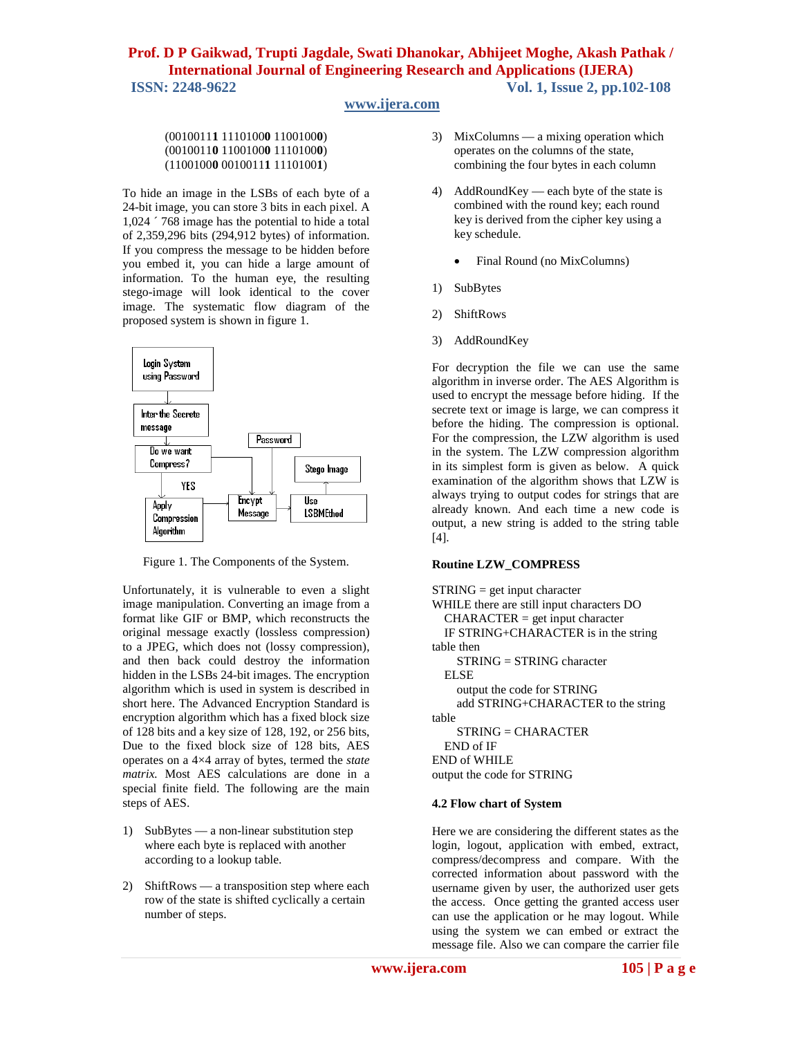(00100111 11101000 11001000)
(00100110 11001000 11101000)
(11001000 00100111 11101001)

To hide an image in the LSBs of each byte of a 24-bit image, you can store 3 bits in each pixel. A 1,024 ´ 768 image has the potential to hide a total of 2,359,296 bits (294,912 bytes) of information. If you compress the message to be hidden before you embed it, you can hide a large amount of information. To the human eye, the resulting stego-image will look identical to the cover image. The systematic flow diagram of the proposed system is shown in figure 1.

Login System using Password
Inter the Secrete message
Do we want Compress?
YES
Apply Compression Algorithm
Password
Encypt Message
Stego Image
Use LSBMEthod

Figure 1. The Components of the System.

Unfortunately, it is vulnerable to even a slight image manipulation. Converting an image from a format like GIF or BMP, which reconstructs the original message exactly (lossless compression) to a JPEG, which does not (lossy compression), and then back could destroy the information hidden in the LSBs 24-bit images. The encryption algorithm which is used in system is described in short here. The Advanced Encryption Standard is encryption algorithm which has a fixed block size of 128 bits and a key size of 128, 192, or 256 bits, Due to the fixed block size of 128 bits, AES operates on a 4×4 array of bytes, termed the *state matrix.* Most AES calculations are done in a special finite field. The following are the main steps of AES.

1) SubBytes — a non-linear substitution step where each byte is replaced with another according to a lookup table.

2) ShiftRows — a transposition step where each row of the state is shifted cyclically a certain number of steps.

3) MixColumns — a mixing operation which operates on the columns of the state, combining the four bytes in each column

4) AddRoundKey — each byte of the state is combined with the round key; each round key is derived from the cipher key using a key schedule.

- Final Round (no MixColumns)

1) SubBytes

2) ShiftRows

3) AddRoundKey

For decryption the file we can use the same algorithm in inverse order. The AES Algorithm is used to encrypt the message before hiding. If the secrete text or image is large, we can compress it before the hiding. The compression is optional. For the compression, the LZW algorithm is used in the system. The LZW compression algorithm in its simplest form is given as below. A quick examination of the algorithm shows that LZW is always trying to output codes for strings that are already known. And each time a new code is output, a new string is added to the string table [4].

**Routine LZW_COMPRESS**

```
STRING = get input character
WHILE there are still input characters DO
   CHARACTER = get input character
   IF STRING+CHARACTER is in the string
table then
      STRING = STRING character
   ELSE
      output the code for STRING
      add STRING+CHARACTER to the string
table
      STRING = CHARACTER
   END of IF
END of WHILE
output the code for STRING
```

**4.2 Flow chart of System**

Here we are considering the different states as the login, logout, application with embed, extract, compress/decompress and compare. With the corrected information about password with the username given by user, the authorized user gets the access. Once getting the granted access user can use the application or he may logout. While using the system we can embed or extract the message file. Also we can compare the carrier file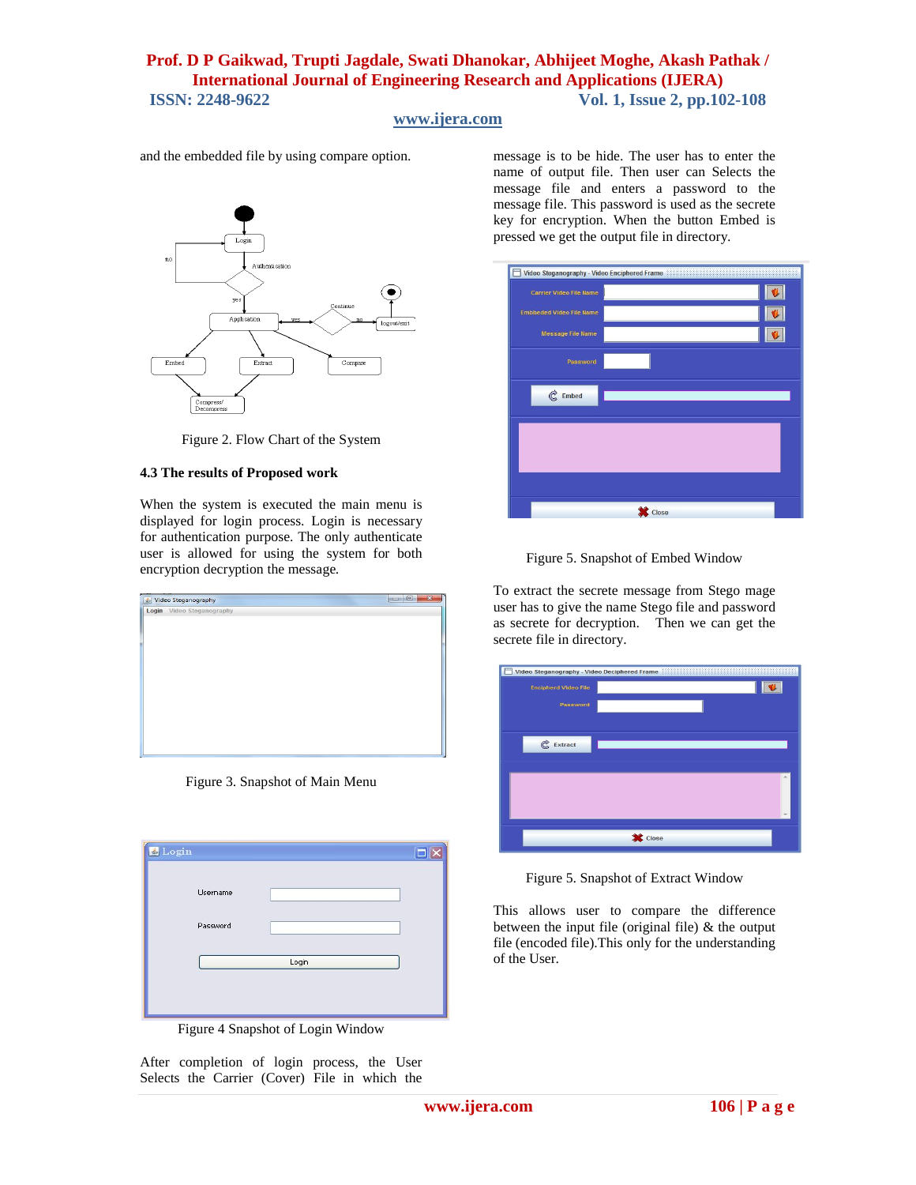and the embedded file by using compare option.

Figure 2. Flow Chart of the System

### 4.3 The results of Proposed work

When the system is executed the main menu is displayed for login process. Login is necessary for authentication purpose. The only authenticate user is allowed for using the system for both encryption decryption the message.

Figure 3. Snapshot of Main Menu

Figure 4 Snapshot of Login Window

After completion of login process, the User Selects the Carrier (Cover) File in which the message is to be hide. The user has to enter the name of output file. Then user can Selects the message file and enters a password to the message file. This password is used as the secrete key for encryption. When the button Embed is pressed we get the output file in directory.

Figure 5. Snapshot of Embed Window

To extract the secrete message from Stego mage user has to give the name Stego file and password as secrete for decryption. Then we can get the secrete file in directory.

Figure 5. Snapshot of Extract Window

This allows user to compare the difference between the input file (original file) & the output file (encoded file).This only for the understanding of the User.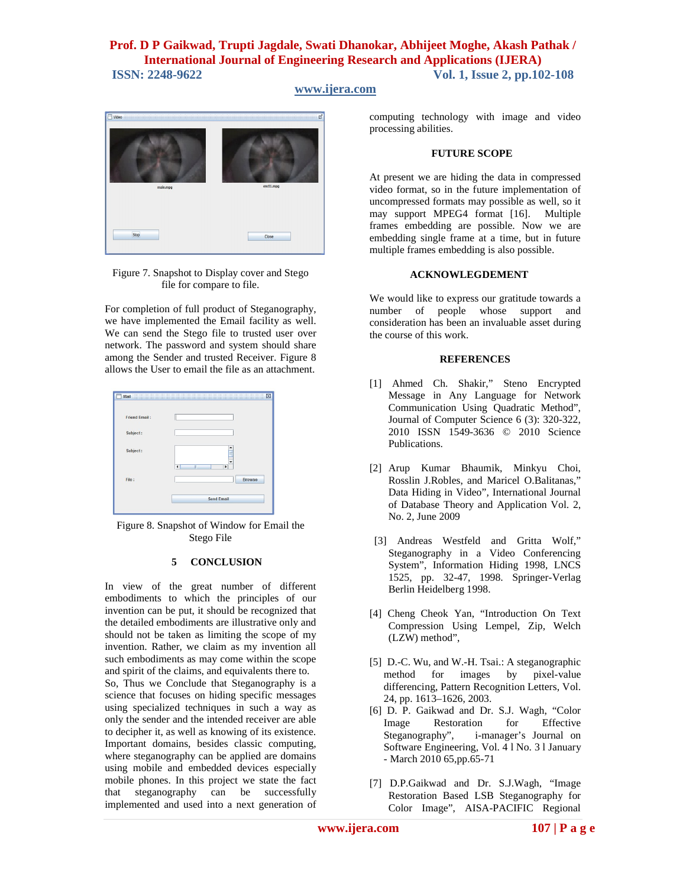Figure 7. Snapshot to Display cover and Stego file for compare to file.

For completion of full product of Steganography, we have implemented the Email facility as well. We can send the Stego file to trusted user over network. The password and system should share among the Sender and trusted Receiver. Figure 8 allows the User to email the file as an attachment.

Figure 8. Snapshot of Window for Email the Stego File

## 5 CONCLUSION

In view of the great number of different embodiments to which the principles of our invention can be put, it should be recognized that the detailed embodiments are illustrative only and should not be taken as limiting the scope of my invention. Rather, we claim as my invention all such embodiments as may come within the scope and spirit of the claims, and equivalents there to.
So, Thus we Conclude that Steganography is a science that focuses on hiding specific messages using specialized techniques in such a way as only the sender and the intended receiver are able to decipher it, as well as knowing of its existence. Important domains, besides classic computing, where steganography can be applied are domains using mobile and embedded devices especially mobile phones. In this project we state the fact that steganography can be successfully implemented and used into a next generation of computing technology with image and video processing abilities.

## FUTURE SCOPE

At present we are hiding the data in compressed video format, so in the future implementation of uncompressed formats may possible as well, so it may support MPEG4 format [16]. Multiple frames embedding are possible. Now we are embedding single frame at a time, but in future multiple frames embedding is also possible.

## ACKNOWLEGDEMENT

We would like to express our gratitude towards a number of people whose support and consideration has been an invaluable asset during the course of this work.

## REFERENCES

[1] Ahmed Ch. Shakir," Steno Encrypted Message in Any Language for Network Communication Using Quadratic Method", Journal of Computer Science 6 (3): 320-322, 2010 ISSN 1549-3636 © 2010 Science Publications.

[2] Arup Kumar Bhaumik, Minkyu Choi, Rosslin J.Robles, and Maricel O.Balitanas," Data Hiding in Video", International Journal of Database Theory and Application Vol. 2, No. 2, June 2009

[3] Andreas Westfeld and Gritta Wolf," Steganography in a Video Conferencing System", Information Hiding 1998, LNCS 1525, pp. 32-47, 1998. Springer-Verlag Berlin Heidelberg 1998.

[4] Cheng Cheok Yan, "Introduction On Text Compression Using Lempel, Zip, Welch (LZW) method",

[5] D.-C. Wu, and W.-H. Tsai.: A steganographic method for images by pixel-value differencing, Pattern Recognition Letters, Vol. 24, pp. 1613–1626, 2003.

[6] D. P. Gaikwad and Dr. S.J. Wagh, "Color Image Restoration for Effective Steganography", i-manager's Journal on Software Engineering, Vol. 4 l No. 3 l January - March 2010 65,pp.65-71

[7] D.P.Gaikwad and Dr. S.J.Wagh, "Image Restoration Based LSB Steganography for Color Image", AISA-PACIFIC Regional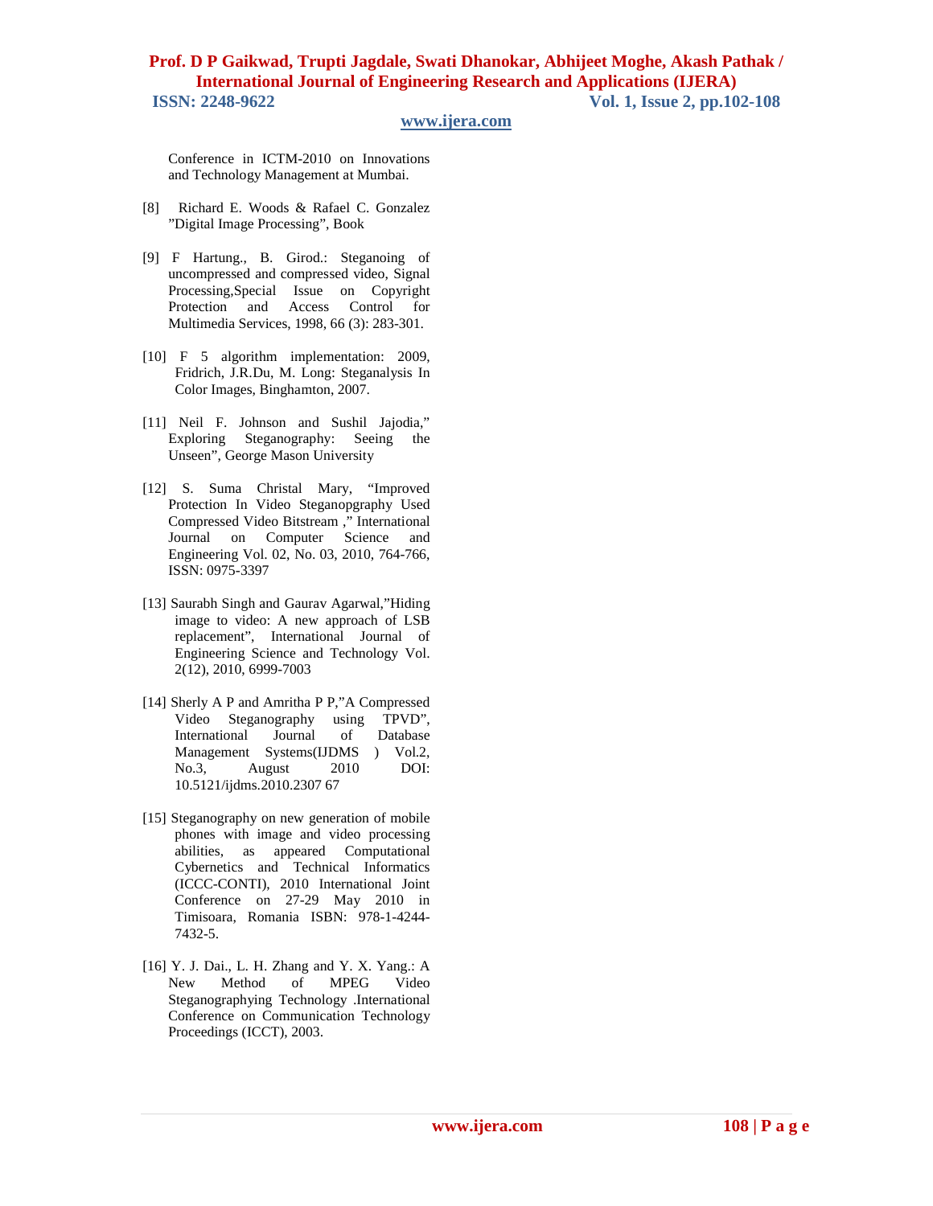Conference in ICTM-2010 on Innovations and Technology Management at Mumbai.

[8] Richard E. Woods & Rafael C. Gonzalez "Digital Image Processing", Book

[9] F Hartung., B. Girod.: Steganoing of uncompressed and compressed video, Signal Processing,Special Issue on Copyright Protection and Access Control for Multimedia Services, 1998, 66 (3): 283-301.

[10] F 5 algorithm implementation: 2009, Fridrich, J.R.Du, M. Long: Steganalysis In Color Images, Binghamton, 2007.

[11] Neil F. Johnson and Sushil Jajodia," Exploring Steganography: Seeing the Unseen", George Mason University

[12] S. Suma Christal Mary, "Improved Protection In Video Steganopgraphy Used Compressed Video Bitstream ," International Journal on Computer Science and Engineering Vol. 02, No. 03, 2010, 764-766, ISSN: 0975-3397

[13] Saurabh Singh and Gaurav Agarwal,"Hiding image to video: A new approach of LSB replacement", International Journal of Engineering Science and Technology Vol. 2(12), 2010, 6999-7003

[14] Sherly A P and Amritha P P,"A Compressed Video Steganography using TPVD", International Journal of Database Management Systems(IJDMS ) Vol.2, No.3, August 2010 DOI: 10.5121/ijdms.2010.2307 67

[15] Steganography on new generation of mobile phones with image and video processing abilities, as appeared Computational Cybernetics and Technical Informatics (ICCC-CONTI), 2010 International Joint Conference on 27-29 May 2010 in Timisoara, Romania ISBN: 978-1-4244-7432-5.

[16] Y. J. Dai., L. H. Zhang and Y. X. Yang.: A New Method of MPEG Video Steganographying Technology .International Conference on Communication Technology Proceedings (ICCT), 2003.